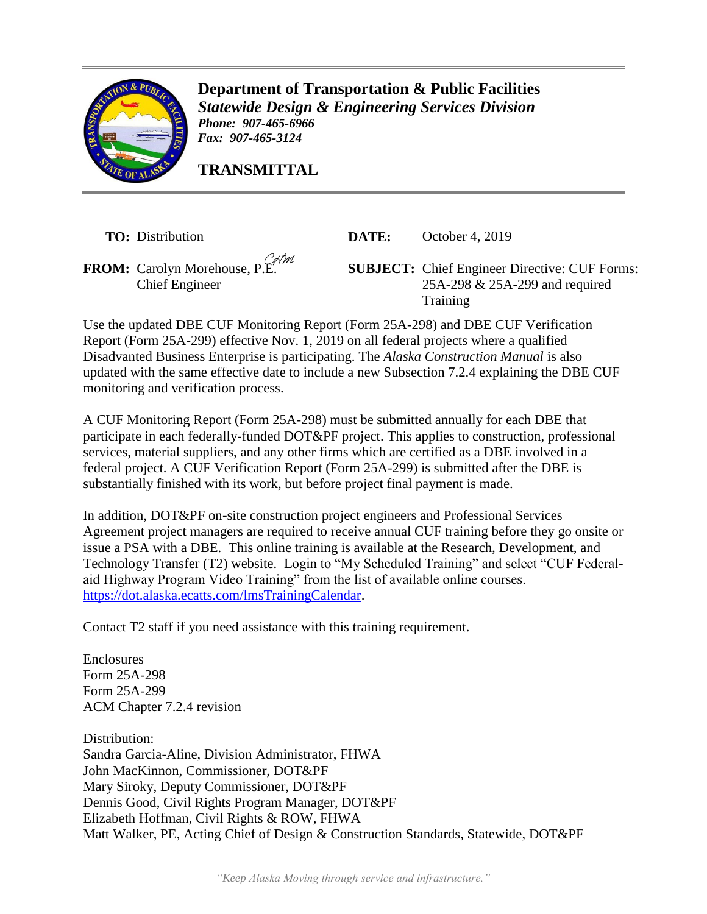**Department of Transportation & Public Facilities**
***Statewide Design & Engineering Services Division***
***Phone: 907-465-6966***
***Fax: 907-465-3124***

# TRANSMITTAL

**TO:** Distribution

**DATE:** October 4, 2019

**FROM:** Carolyn Morehouse, P.E.
Chief Engineer

**SUBJECT:** Chief Engineer Directive: CUF Forms: 25A-298 & 25A-299 and required Training

Use the updated DBE CUF Monitoring Report (Form 25A-298) and DBE CUF Verification Report (Form 25A-299) effective Nov. 1, 2019 on all federal projects where a qualified Disadvanted Business Enterprise is participating. The *Alaska Construction Manual* is also updated with the same effective date to include a new Subsection 7.2.4 explaining the DBE CUF monitoring and verification process.

A CUF Monitoring Report (Form 25A-298) must be submitted annually for each DBE that participate in each federally-funded DOT&PF project. This applies to construction, professional services, material suppliers, and any other firms which are certified as a DBE involved in a federal project. A CUF Verification Report (Form 25A-299) is submitted after the DBE is substantially finished with its work, but before project final payment is made.

In addition, DOT&PF on-site construction project engineers and Professional Services Agreement project managers are required to receive annual CUF training before they go onsite or issue a PSA with a DBE. This online training is available at the Research, Development, and Technology Transfer (T2) website. Login to "My Scheduled Training" and select "CUF Federal-aid Highway Program Video Training" from the list of available online courses. https://dot.alaska.ecatts.com/lmsTrainingCalendar.

Contact T2 staff if you need assistance with this training requirement.

Enclosures
Form 25A-298
Form 25A-299
ACM Chapter 7.2.4 revision

Distribution:
Sandra Garcia-Aline, Division Administrator, FHWA
John MacKinnon, Commissioner, DOT&PF
Mary Siroky, Deputy Commissioner, DOT&PF
Dennis Good, Civil Rights Program Manager, DOT&PF
Elizabeth Hoffman, Civil Rights & ROW, FHWA
Matt Walker, PE, Acting Chief of Design & Construction Standards, Statewide, DOT&PF

*"Keep Alaska Moving through service and infrastructure."*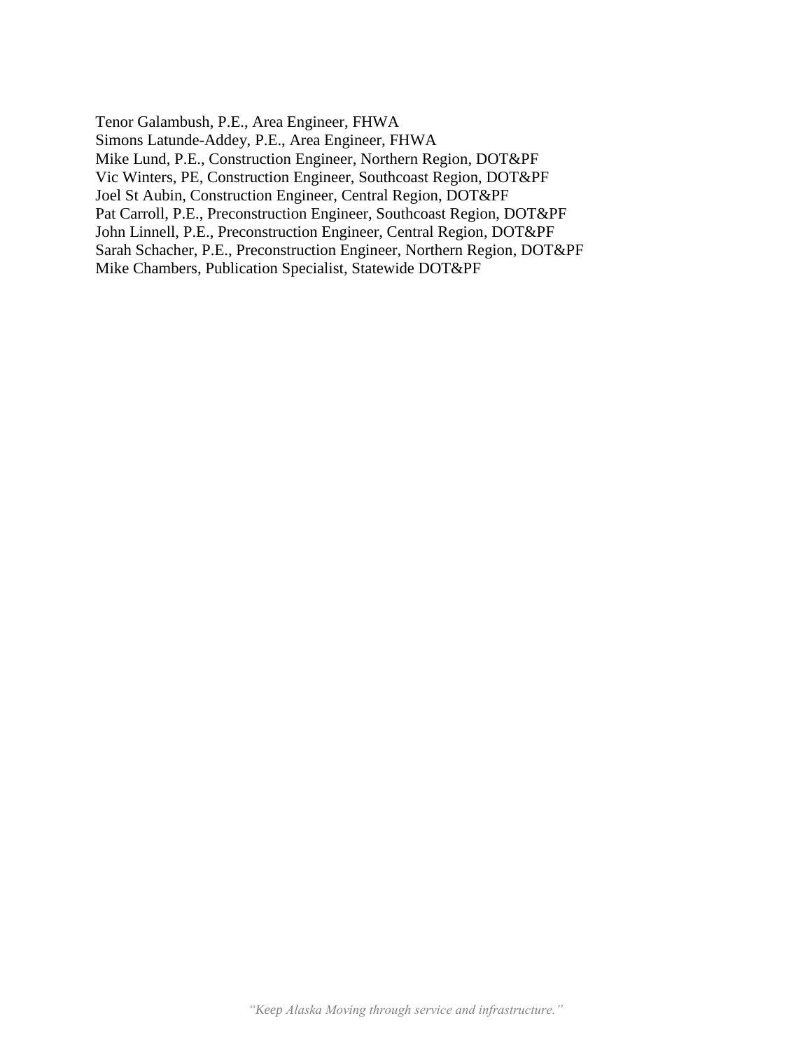Tenor Galambush, P.E., Area Engineer, FHWA
Simons Latunde-Addey, P.E., Area Engineer, FHWA
Mike Lund, P.E., Construction Engineer, Northern Region, DOT&PF
Vic Winters, PE, Construction Engineer, Southcoast Region, DOT&PF
Joel St Aubin, Construction Engineer, Central Region, DOT&PF
Pat Carroll, P.E., Preconstruction Engineer, Southcoast Region, DOT&PF
John Linnell, P.E., Preconstruction Engineer, Central Region, DOT&PF
Sarah Schacher, P.E., Preconstruction Engineer, Northern Region, DOT&PF
Mike Chambers, Publication Specialist, Statewide DOT&PF